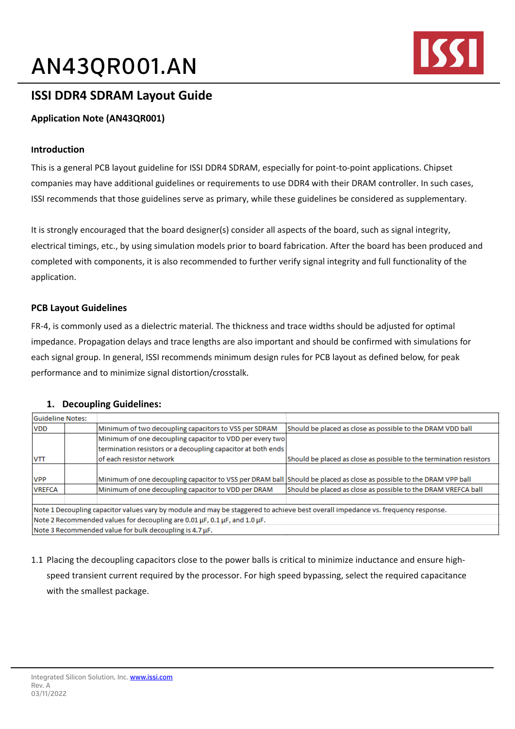# AN43QR001.AN

## ISSI DDR4 SDRAM Layout Guide

**Application Note (AN43QR001)**

### Introduction

This is a general PCB layout guideline for ISSI DDR4 SDRAM, especially for point-to-point applications. Chipset companies may have additional guidelines or requirements to use DDR4 with their DRAM controller. In such cases, ISSI recommends that those guidelines serve as primary, while these guidelines be considered as supplementary.

It is strongly encouraged that the board designer(s) consider all aspects of the board, such as signal integrity, electrical timings, etc., by using simulation models prior to board fabrication. After the board has been produced and completed with components, it is also recommended to further verify signal integrity and full functionality of the application.

### PCB Layout Guidelines

FR-4, is commonly used as a dielectric material. The thickness and trace widths should be adjusted for optimal impedance. Propagation delays and trace lengths are also important and should be confirmed with simulations for each signal group. In general, ISSI recommends minimum design rules for PCB layout as defined below, for peak performance and to minimize signal distortion/crosstalk.

1. **Decoupling Guidelines:**

| Guideline Notes: | | | |
|---|---|---|---|
| VDD | | Minimum of two decoupling capacitors to VSS per SDRAM | Should be placed as close as possible to the DRAM VDD ball |
| VTT | | Minimum of one decoupling capacitor to VDD per every two termination resistors or a decoupling capacitor at both ends of each resistor network | Should be placed as close as possible to the termination resistors |
| VPP | | Minimum of one decoupling capacitor to VSS per DRAM ball | Should be placed as close as possible to the DRAM VPP ball |
| VREFCA | | Minimum of one decoupling capacitor to VDD per DRAM | Should be placed as close as possible to the DRAM VREFCA ball |
| | | | |
| Note 1 Decoupling capacitor values vary by module and may be staggered to achieve best overall impedance vs. frequency response. | | | |
| Note 2 Recommended values for decoupling are 0.01 µF, 0.1 µF, and 1.0 µF. | | | |
| Note 3 Recommended value for bulk decoupling is 4.7 µF. | | | |

1.1 Placing the decoupling capacitors close to the power balls is critical to minimize inductance and ensure high-speed transient current required by the processor. For high speed bypassing, select the required capacitance with the smallest package.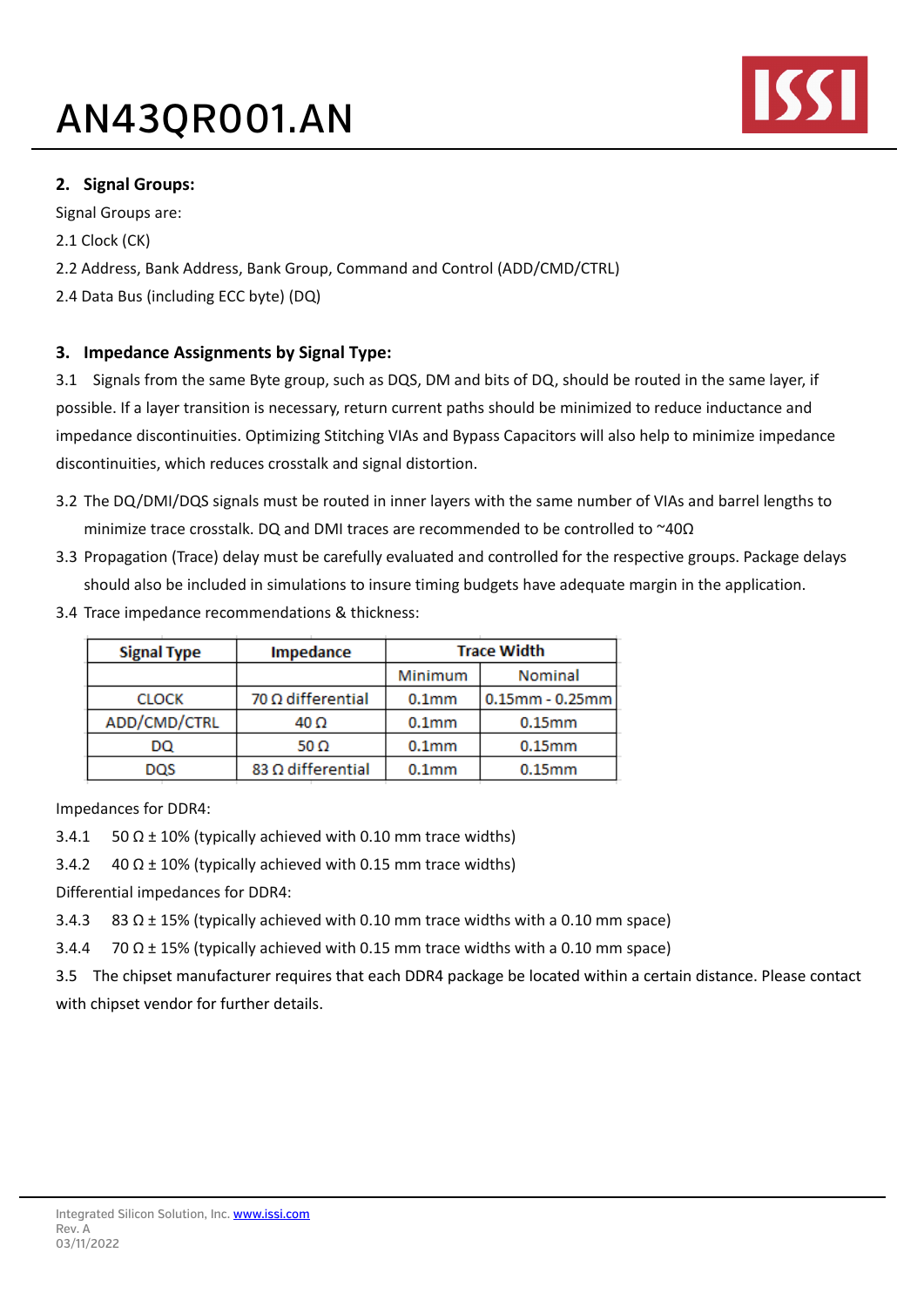## 2. Signal Groups:

Signal Groups are:

2.1 Clock (CK)

2.2 Address, Bank Address, Bank Group, Command and Control (ADD/CMD/CTRL)

2.4 Data Bus (including ECC byte) (DQ)

## 3. Impedance Assignments by Signal Type:

3.1 Signals from the same Byte group, such as DQS, DM and bits of DQ, should be routed in the same layer, if possible. If a layer transition is necessary, return current paths should be minimized to reduce inductance and impedance discontinuities. Optimizing Stitching VIAs and Bypass Capacitors will also help to minimize impedance discontinuities, which reduces crosstalk and signal distortion.

3.2 The DQ/DMI/DQS signals must be routed in inner layers with the same number of VIAs and barrel lengths to minimize trace crosstalk. DQ and DMI traces are recommended to be controlled to ~40Ω

3.3 Propagation (Trace) delay must be carefully evaluated and controlled for the respective groups. Package delays should also be included in simulations to insure timing budgets have adequate margin in the application.

3.4 Trace impedance recommendations & thickness:

| Signal Type | Impedance | Trace Width | |
|---|---|---|---|
| | | Minimum | Nominal |
| CLOCK | 70 Ω differential | 0.1mm | 0.15mm - 0.25mm |
| ADD/CMD/CTRL | 40 Ω | 0.1mm | 0.15mm |
| DQ | 50 Ω | 0.1mm | 0.15mm |
| DQS | 83 Ω differential | 0.1mm | 0.15mm |

Impedances for DDR4:

3.4.1 50 Ω ± 10% (typically achieved with 0.10 mm trace widths)

3.4.2 40 Ω ± 10% (typically achieved with 0.15 mm trace widths)

Differential impedances for DDR4:

3.4.3 83 Ω ± 15% (typically achieved with 0.10 mm trace widths with a 0.10 mm space)

3.4.4 70 Ω ± 15% (typically achieved with 0.15 mm trace widths with a 0.10 mm space)

3.5 The chipset manufacturer requires that each DDR4 package be located within a certain distance. Please contact with chipset vendor for further details.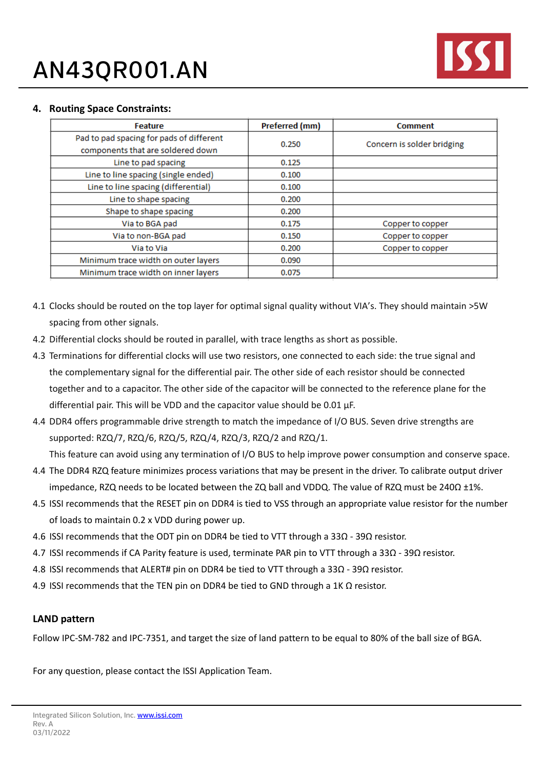## 4. Routing Space Constraints:

| Feature | Preferred (mm) | Comment |
|---|---|---|
| Pad to pad spacing for pads of different components that are soldered down | 0.250 | Concern is solder bridging |
| Line to pad spacing | 0.125 | |
| Line to line spacing (single ended) | 0.100 | |
| Line to line spacing (differential) | 0.100 | |
| Line to shape spacing | 0.200 | |
| Shape to shape spacing | 0.200 | |
| Via to BGA pad | 0.175 | Copper to copper |
| Via to non-BGA pad | 0.150 | Copper to copper |
| Via to Via | 0.200 | Copper to copper |
| Minimum trace width on outer layers | 0.090 | |
| Minimum trace width on inner layers | 0.075 | |

4.1 Clocks should be routed on the top layer for optimal signal quality without VIA's. They should maintain >5W spacing from other signals.

4.2 Differential clocks should be routed in parallel, with trace lengths as short as possible.

4.3 Terminations for differential clocks will use two resistors, one connected to each side: the true signal and the complementary signal for the differential pair. The other side of each resistor should be connected together and to a capacitor. The other side of the capacitor will be connected to the reference plane for the differential pair. This will be VDD and the capacitor value should be 0.01 µF.

4.4 DDR4 offers programmable drive strength to match the impedance of I/O BUS. Seven drive strengths are supported: RZQ/7, RZQ/6, RZQ/5, RZQ/4, RZQ/3, RZQ/2 and RZQ/1.

This feature can avoid using any termination of I/O BUS to help improve power consumption and conserve space.

4.4 The DDR4 RZQ feature minimizes process variations that may be present in the driver. To calibrate output driver impedance, RZQ needs to be located between the ZQ ball and VDDQ. The value of RZQ must be 240Ω ±1%.

4.5 ISSI recommends that the RESET pin on DDR4 is tied to VSS through an appropriate value resistor for the number of loads to maintain 0.2 x VDD during power up.

4.6 ISSI recommends that the ODT pin on DDR4 be tied to VTT through a 33Ω - 39Ω resistor.

4.7 ISSI recommends if CA Parity feature is used, terminate PAR pin to VTT through a 33Ω - 39Ω resistor.

4.8 ISSI recommends that ALERT# pin on DDR4 be tied to VTT through a 33Ω - 39Ω resistor.

4.9 ISSI recommends that the TEN pin on DDR4 be tied to GND through a 1K Ω resistor.

**LAND pattern**

Follow IPC-SM-782 and IPC-7351, and target the size of land pattern to be equal to 80% of the ball size of BGA.

For any question, please contact the ISSI Application Team.